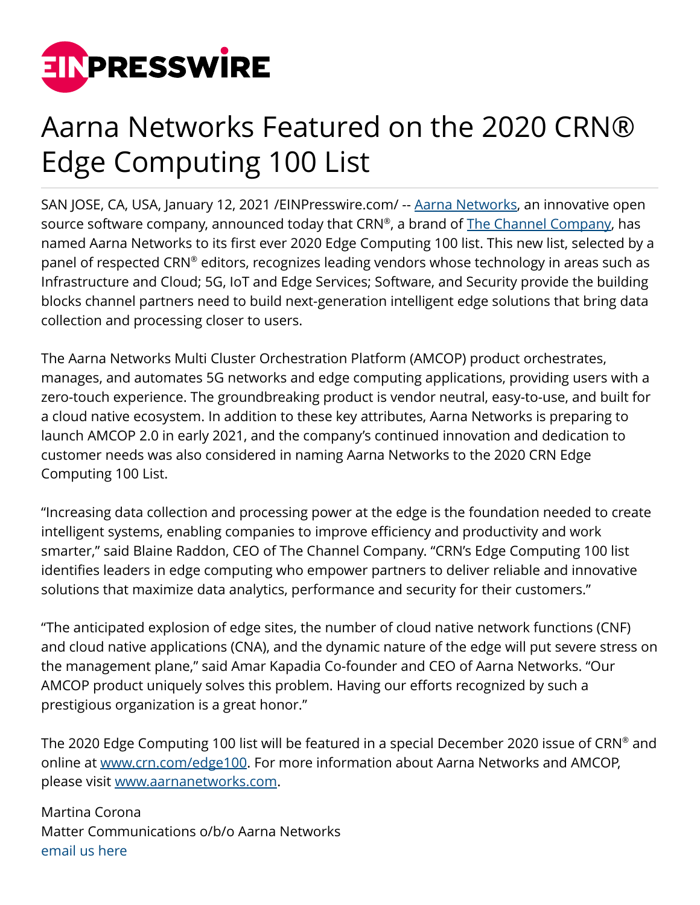# Aarna Networks Featured on the 2020 CRN® Edge Computing 100 List

SAN JOSE, CA, USA, January 12, 2021 /EINPresswire.com/ -- Aarna Networks, an innovative open source software company, announced today that CRN®, a brand of The Channel Company, has named Aarna Networks to its first ever 2020 Edge Computing 100 list. This new list, selected by a panel of respected CRN® editors, recognizes leading vendors whose technology in areas such as Infrastructure and Cloud; 5G, IoT and Edge Services; Software, and Security provide the building blocks channel partners need to build next-generation intelligent edge solutions that bring data collection and processing closer to users.

The Aarna Networks Multi Cluster Orchestration Platform (AMCOP) product orchestrates, manages, and automates 5G networks and edge computing applications, providing users with a zero-touch experience. The groundbreaking product is vendor neutral, easy-to-use, and built for a cloud native ecosystem. In addition to these key attributes, Aarna Networks is preparing to launch AMCOP 2.0 in early 2021, and the company's continued innovation and dedication to customer needs was also considered in naming Aarna Networks to the 2020 CRN Edge Computing 100 List.

"Increasing data collection and processing power at the edge is the foundation needed to create intelligent systems, enabling companies to improve efficiency and productivity and work smarter," said Blaine Raddon, CEO of The Channel Company. "CRN's Edge Computing 100 list identifies leaders in edge computing who empower partners to deliver reliable and innovative solutions that maximize data analytics, performance and security for their customers."

"The anticipated explosion of edge sites, the number of cloud native network functions (CNF) and cloud native applications (CNA), and the dynamic nature of the edge will put severe stress on the management plane," said Amar Kapadia Co-founder and CEO of Aarna Networks. "Our AMCOP product uniquely solves this problem. Having our efforts recognized by such a prestigious organization is a great honor."

The 2020 Edge Computing 100 list will be featured in a special December 2020 issue of CRN® and online at www.crn.com/edge100. For more information about Aarna Networks and AMCOP, please visit www.aarnanetworks.com.

Martina Corona
Matter Communications o/b/o Aarna Networks
email us here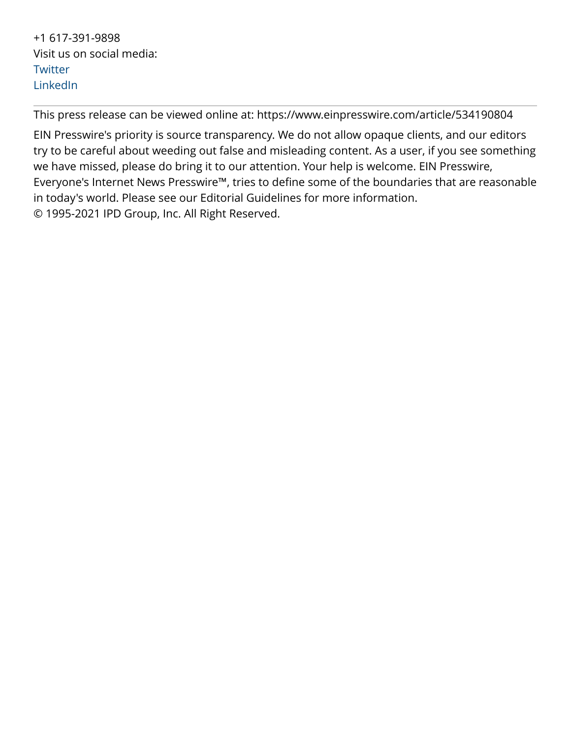+1 617-391-9898
Visit us on social media:
Twitter
LinkedIn

---

This press release can be viewed online at: https://www.einpresswire.com/article/534190804

EIN Presswire's priority is source transparency. We do not allow opaque clients, and our editors try to be careful about weeding out false and misleading content. As a user, if you see something we have missed, please do bring it to our attention. Your help is welcome. EIN Presswire, Everyone's Internet News Presswire™, tries to define some of the boundaries that are reasonable in today's world. Please see our Editorial Guidelines for more information.
© 1995-2021 IPD Group, Inc. All Right Reserved.